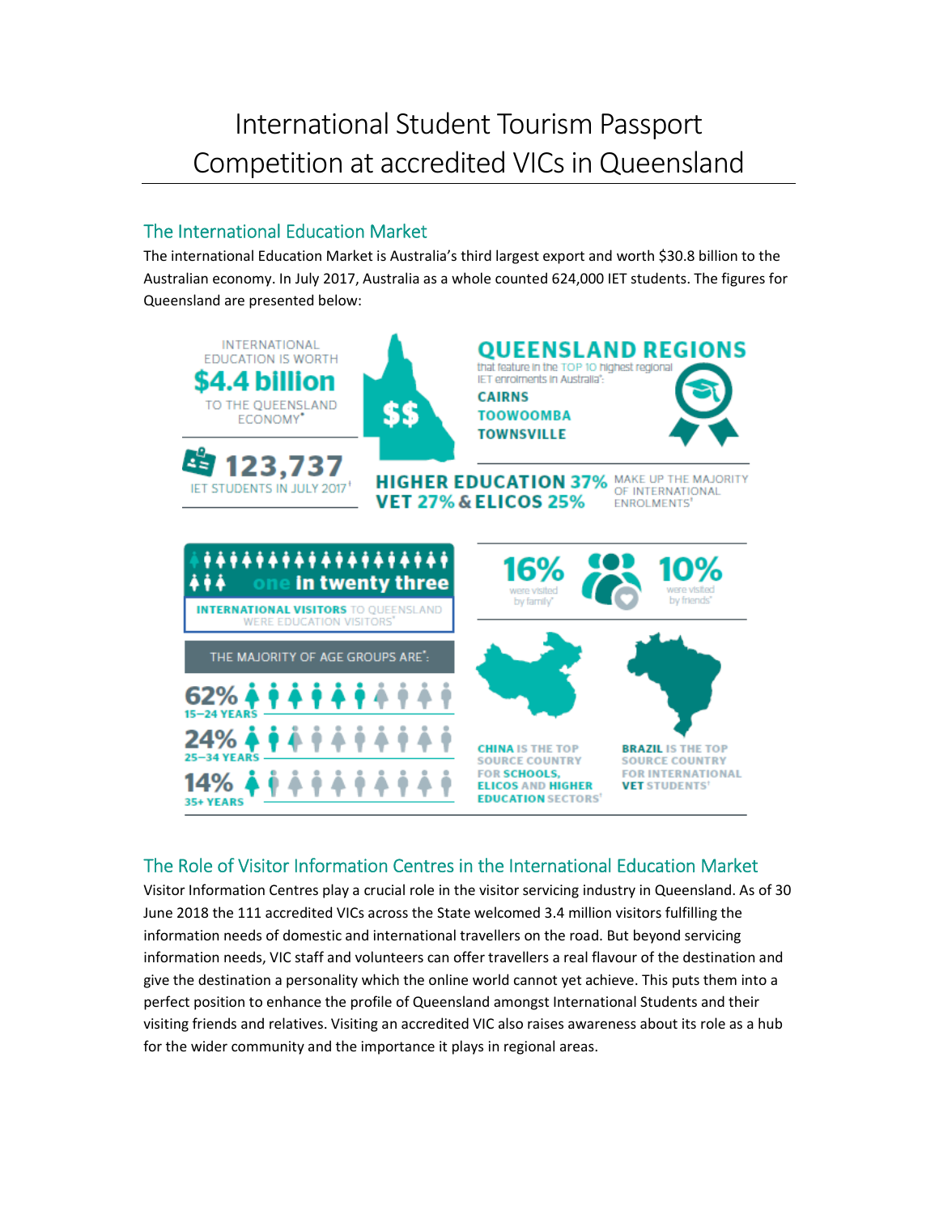# International Student Tourism Passport Competition at accredited VICs in Queensland

## The International Education Market

The international Education Market is Australia's third largest export and worth $30.8 billion to the Australian economy. In July 2017, Australia as a whole counted 624,000 IET students. The figures for Queensland are presented below:

INTERNATIONAL EDUCATION IS WORTH **$4.4 billion** TO THE QUEENSLAND ECONOMY*

$$

**QUEENSLAND REGIONS** that feature in the TOP 10 highest regional IET enrolments in Australia[1]:

**CAIRNS**
**TOOWOOMBA**
**TOWNSVILLE**

**123,737** IET STUDENTS IN JULY 2017[1]

**HIGHER EDUCATION 37%** **VET 27% & ELICOS 25%** MAKE UP THE MAJORITY OF INTERNATIONAL ENROLMENTS[1]

**one in twenty three** INTERNATIONAL VISITORS TO QUEENSLAND WERE EDUCATION VISITORS*

**16%** were visited by family*

**10%** were visited by friends*

THE MAJORITY OF AGE GROUPS ARE*:

**62%** 15–24 YEARS

**24%** 25–34 YEARS

**14%** 35+ YEARS

**CHINA** IS THE TOP SOURCE COUNTRY FOR **SCHOOLS, ELICOS AND HIGHER EDUCATION** SECTORS[1]

**BRAZIL** IS THE TOP SOURCE COUNTRY FOR INTERNATIONAL **VET** STUDENTS[1]

## The Role of Visitor Information Centres in the International Education Market

Visitor Information Centres play a crucial role in the visitor servicing industry in Queensland. As of 30 June 2018 the 111 accredited VICs across the State welcomed 3.4 million visitors fulfilling the information needs of domestic and international travellers on the road. But beyond servicing information needs, VIC staff and volunteers can offer travellers a real flavour of the destination and give the destination a personality which the online world cannot yet achieve. This puts them into a perfect position to enhance the profile of Queensland amongst International Students and their visiting friends and relatives. Visiting an accredited VIC also raises awareness about its role as a hub for the wider community and the importance it plays in regional areas.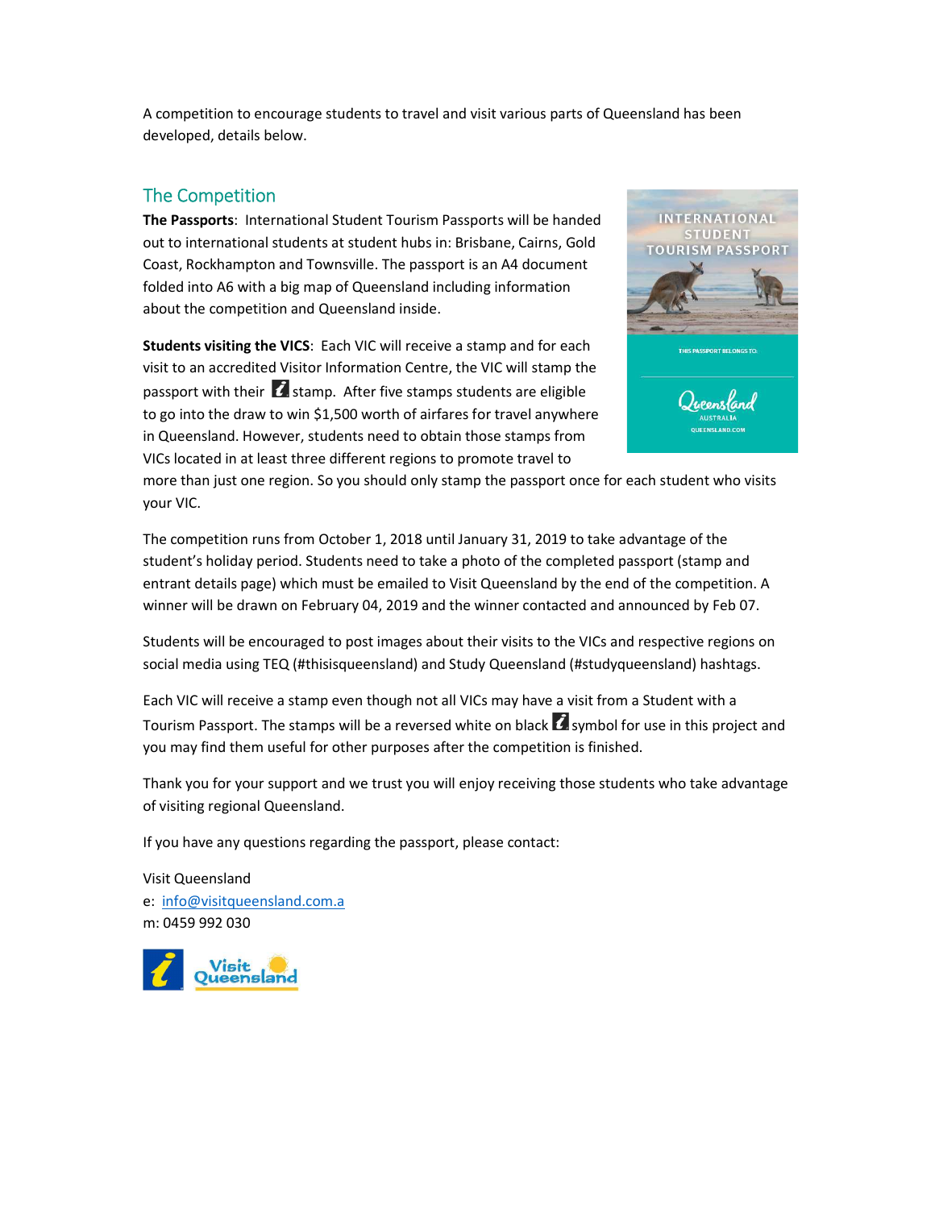A competition to encourage students to travel and visit various parts of Queensland has been developed, details below.

## The Competition

**The Passports**: International Student Tourism Passports will be handed out to international students at student hubs in: Brisbane, Cairns, Gold Coast, Rockhampton and Townsville. The passport is an A4 document folded into A6 with a big map of Queensland including information about the competition and Queensland inside.

**Students visiting the VICS**: Each VIC will receive a stamp and for each visit to an accredited Visitor Information Centre, the VIC will stamp the passport with their *i* stamp. After five stamps students are eligible to go into the draw to win $1,500 worth of airfares for travel anywhere in Queensland. However, students need to obtain those stamps from VICs located in at least three different regions to promote travel to more than just one region. So you should only stamp the passport once for each student who visits your VIC.

The competition runs from October 1, 2018 until January 31, 2019 to take advantage of the student's holiday period. Students need to take a photo of the completed passport (stamp and entrant details page) which must be emailed to Visit Queensland by the end of the competition. A winner will be drawn on February 04, 2019 and the winner contacted and announced by Feb 07.

Students will be encouraged to post images about their visits to the VICs and respective regions on social media using TEQ (#thisisqueensland) and Study Queensland (#studyqueensland) hashtags.

Each VIC will receive a stamp even though not all VICs may have a visit from a Student with a Tourism Passport. The stamps will be a reversed white on black *i* symbol for use in this project and you may find them useful for other purposes after the competition is finished.

Thank you for your support and we trust you will enjoy receiving those students who take advantage of visiting regional Queensland.

If you have any questions regarding the passport, please contact:

Visit Queensland
e: info@visitqueensland.com.a
m: 0459 992 030